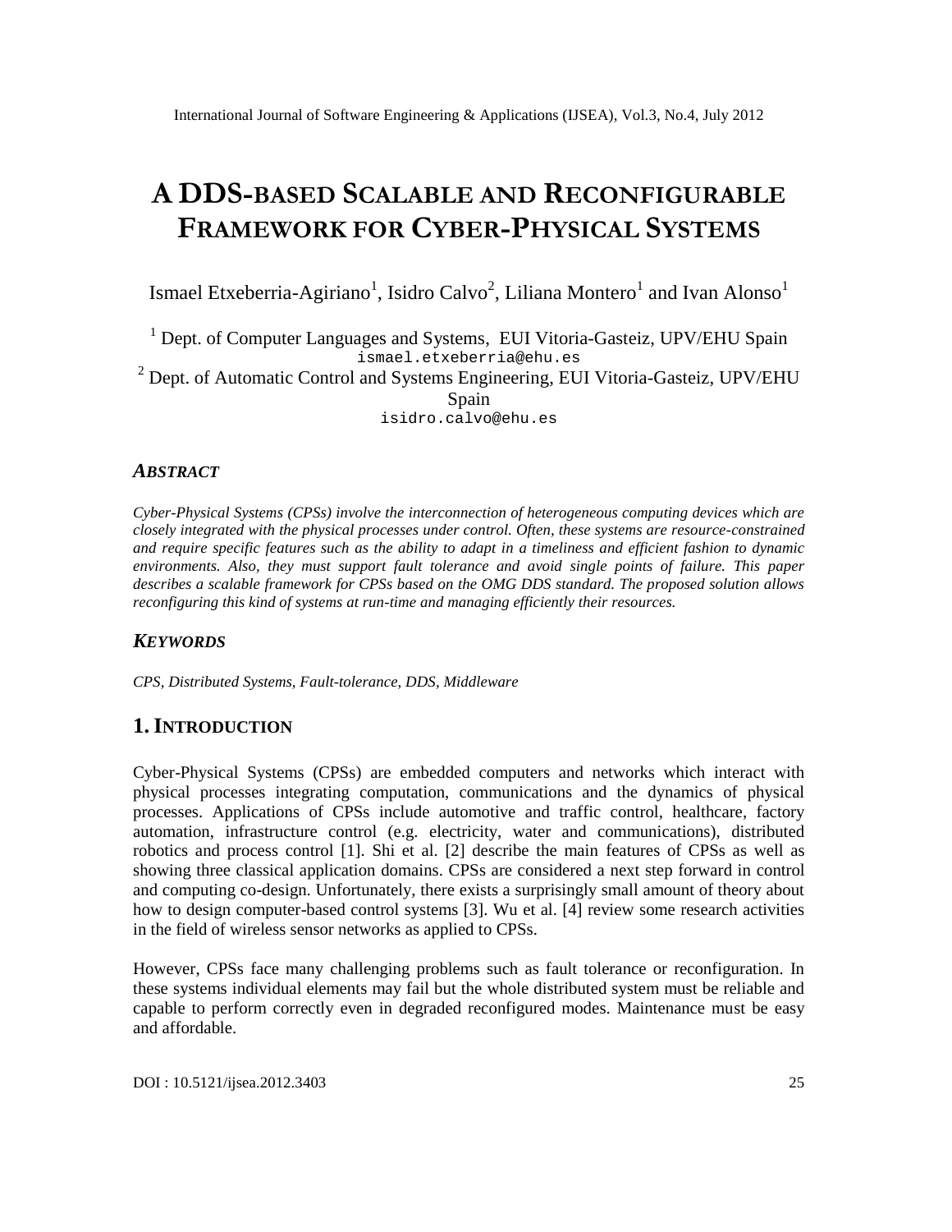# A DDS-BASED SCALABLE AND RECONFIGURABLE FRAMEWORK FOR CYBER-PHYSICAL SYSTEMS

Ismael Etxeberria-Agiriano[1], Isidro Calvo[2], Liliana Montero[1] and Ivan Alonso[1]

[1] Dept. of Computer Languages and Systems, EUI Vitoria-Gasteiz, UPV/EHU Spain
ismael.etxeberria@ehu.es

[2] Dept. of Automatic Control and Systems Engineering, EUI Vitoria-Gasteiz, UPV/EHU Spain
isidro.calvo@ehu.es

## *ABSTRACT*

*Cyber-Physical Systems (CPSs) involve the interconnection of heterogeneous computing devices which are closely integrated with the physical processes under control. Often, these systems are resource-constrained and require specific features such as the ability to adapt in a timeliness and efficient fashion to dynamic environments. Also, they must support fault tolerance and avoid single points of failure. This paper describes a scalable framework for CPSs based on the OMG DDS standard. The proposed solution allows reconfiguring this kind of systems at run-time and managing efficiently their resources.*

## *KEYWORDS*

*CPS, Distributed Systems, Fault-tolerance, DDS, Middleware*

## 1. INTRODUCTION

Cyber-Physical Systems (CPSs) are embedded computers and networks which interact with physical processes integrating computation, communications and the dynamics of physical processes. Applications of CPSs include automotive and traffic control, healthcare, factory automation, infrastructure control (e.g. electricity, water and communications), distributed robotics and process control [1]. Shi et al. [2] describe the main features of CPSs as well as showing three classical application domains. CPSs are considered a next step forward in control and computing co-design. Unfortunately, there exists a surprisingly small amount of theory about how to design computer-based control systems [3]. Wu et al. [4] review some research activities in the field of wireless sensor networks as applied to CPSs.

However, CPSs face many challenging problems such as fault tolerance or reconfiguration. In these systems individual elements may fail but the whole distributed system must be reliable and capable to perform correctly even in degraded reconfigured modes. Maintenance must be easy and affordable.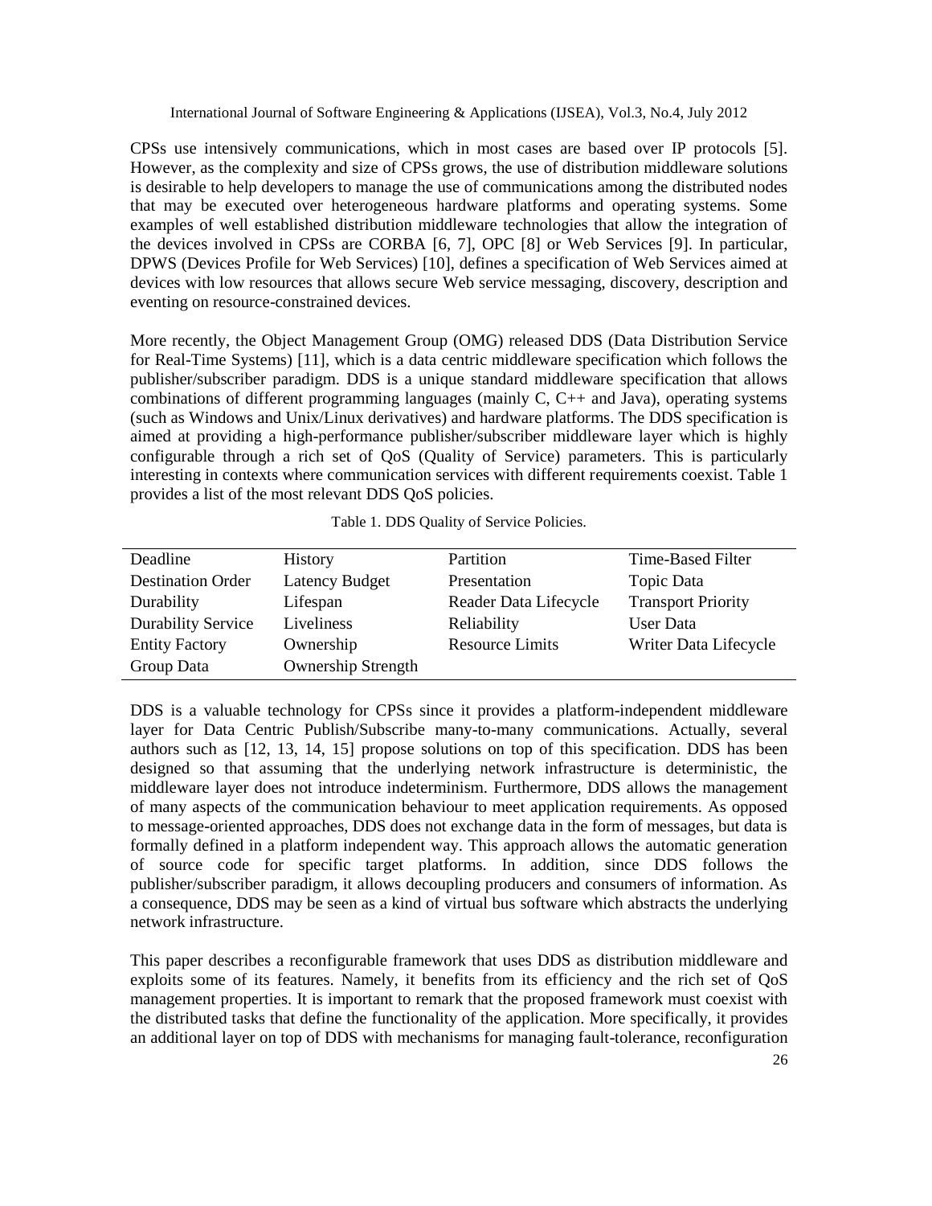CPSs use intensively communications, which in most cases are based over IP protocols [5]. However, as the complexity and size of CPSs grows, the use of distribution middleware solutions is desirable to help developers to manage the use of communications among the distributed nodes that may be executed over heterogeneous hardware platforms and operating systems. Some examples of well established distribution middleware technologies that allow the integration of the devices involved in CPSs are CORBA [6, 7], OPC [8] or Web Services [9]. In particular, DPWS (Devices Profile for Web Services) [10], defines a specification of Web Services aimed at devices with low resources that allows secure Web service messaging, discovery, description and eventing on resource-constrained devices.

More recently, the Object Management Group (OMG) released DDS (Data Distribution Service for Real-Time Systems) [11], which is a data centric middleware specification which follows the publisher/subscriber paradigm. DDS is a unique standard middleware specification that allows combinations of different programming languages (mainly C, C++ and Java), operating systems (such as Windows and Unix/Linux derivatives) and hardware platforms. The DDS specification is aimed at providing a high-performance publisher/subscriber middleware layer which is highly configurable through a rich set of QoS (Quality of Service) parameters. This is particularly interesting in contexts where communication services with different requirements coexist. Table 1 provides a list of the most relevant DDS QoS policies.

Table 1. DDS Quality of Service Policies.

| | | | |
|---|---|---|---|
| Deadline | History | Partition | Time-Based Filter |
| Destination Order | Latency Budget | Presentation | Topic Data |
| Durability | Lifespan | Reader Data Lifecycle | Transport Priority |
| Durability Service | Liveliness | Reliability | User Data |
| Entity Factory | Ownership | Resource Limits | Writer Data Lifecycle |
| Group Data | Ownership Strength | | |

DDS is a valuable technology for CPSs since it provides a platform-independent middleware layer for Data Centric Publish/Subscribe many-to-many communications. Actually, several authors such as [12, 13, 14, 15] propose solutions on top of this specification. DDS has been designed so that assuming that the underlying network infrastructure is deterministic, the middleware layer does not introduce indeterminism. Furthermore, DDS allows the management of many aspects of the communication behaviour to meet application requirements. As opposed to message-oriented approaches, DDS does not exchange data in the form of messages, but data is formally defined in a platform independent way. This approach allows the automatic generation of source code for specific target platforms. In addition, since DDS follows the publisher/subscriber paradigm, it allows decoupling producers and consumers of information. As a consequence, DDS may be seen as a kind of virtual bus software which abstracts the underlying network infrastructure.

This paper describes a reconfigurable framework that uses DDS as distribution middleware and exploits some of its features. Namely, it benefits from its efficiency and the rich set of QoS management properties. It is important to remark that the proposed framework must coexist with the distributed tasks that define the functionality of the application. More specifically, it provides an additional layer on top of DDS with mechanisms for managing fault-tolerance, reconfiguration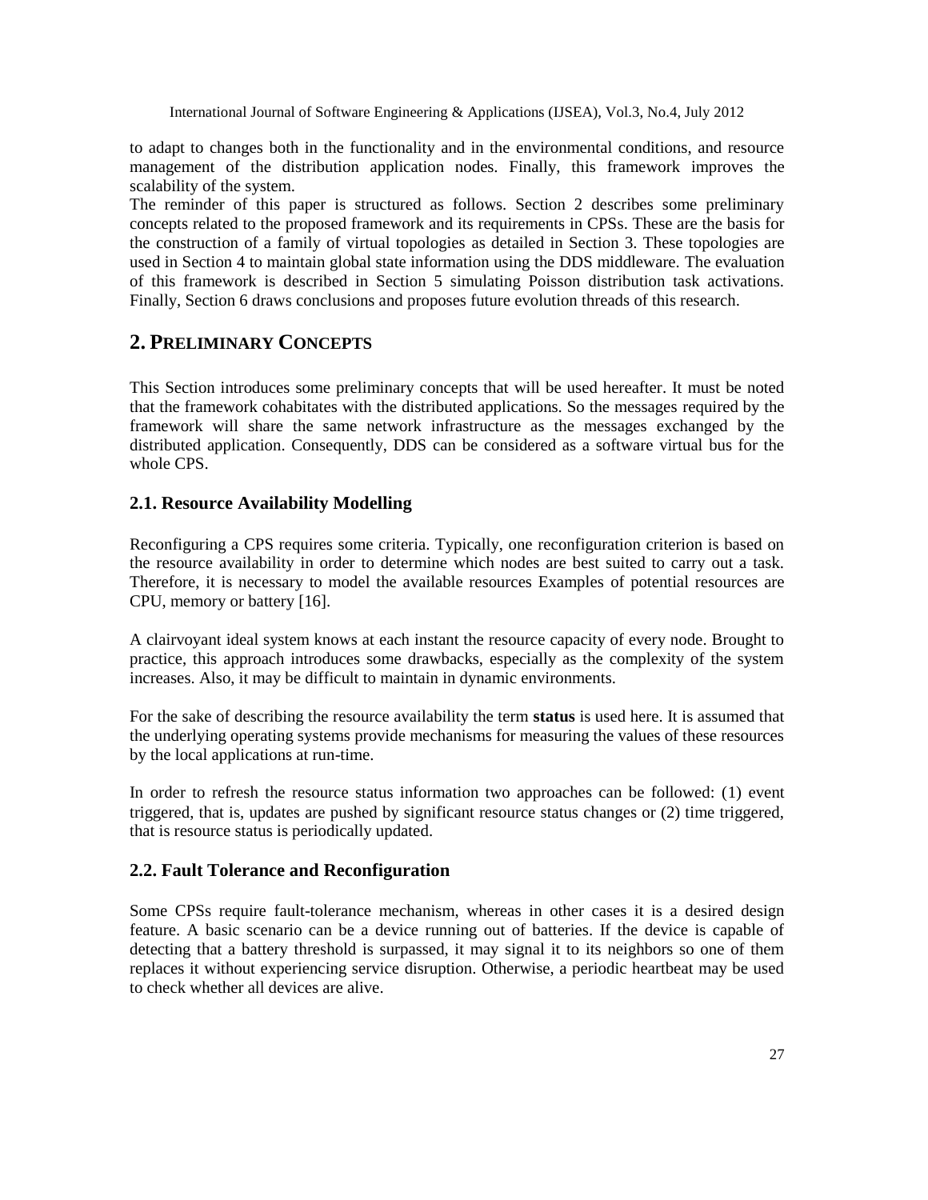to adapt to changes both in the functionality and in the environmental conditions, and resource management of the distribution application nodes. Finally, this framework improves the scalability of the system.

The reminder of this paper is structured as follows. Section 2 describes some preliminary concepts related to the proposed framework and its requirements in CPSs. These are the basis for the construction of a family of virtual topologies as detailed in Section 3. These topologies are used in Section 4 to maintain global state information using the DDS middleware. The evaluation of this framework is described in Section 5 simulating Poisson distribution task activations. Finally, Section 6 draws conclusions and proposes future evolution threads of this research.

## 2. PRELIMINARY CONCEPTS

This Section introduces some preliminary concepts that will be used hereafter. It must be noted that the framework cohabitates with the distributed applications. So the messages required by the framework will share the same network infrastructure as the messages exchanged by the distributed application. Consequently, DDS can be considered as a software virtual bus for the whole CPS.

### 2.1. Resource Availability Modelling

Reconfiguring a CPS requires some criteria. Typically, one reconfiguration criterion is based on the resource availability in order to determine which nodes are best suited to carry out a task. Therefore, it is necessary to model the available resources Examples of potential resources are CPU, memory or battery [16].

A clairvoyant ideal system knows at each instant the resource capacity of every node. Brought to practice, this approach introduces some drawbacks, especially as the complexity of the system increases. Also, it may be difficult to maintain in dynamic environments.

For the sake of describing the resource availability the term **status** is used here. It is assumed that the underlying operating systems provide mechanisms for measuring the values of these resources by the local applications at run-time.

In order to refresh the resource status information two approaches can be followed: (1) event triggered, that is, updates are pushed by significant resource status changes or (2) time triggered, that is resource status is periodically updated.

### 2.2. Fault Tolerance and Reconfiguration

Some CPSs require fault-tolerance mechanism, whereas in other cases it is a desired design feature. A basic scenario can be a device running out of batteries. If the device is capable of detecting that a battery threshold is surpassed, it may signal it to its neighbors so one of them replaces it without experiencing service disruption. Otherwise, a periodic heartbeat may be used to check whether all devices are alive.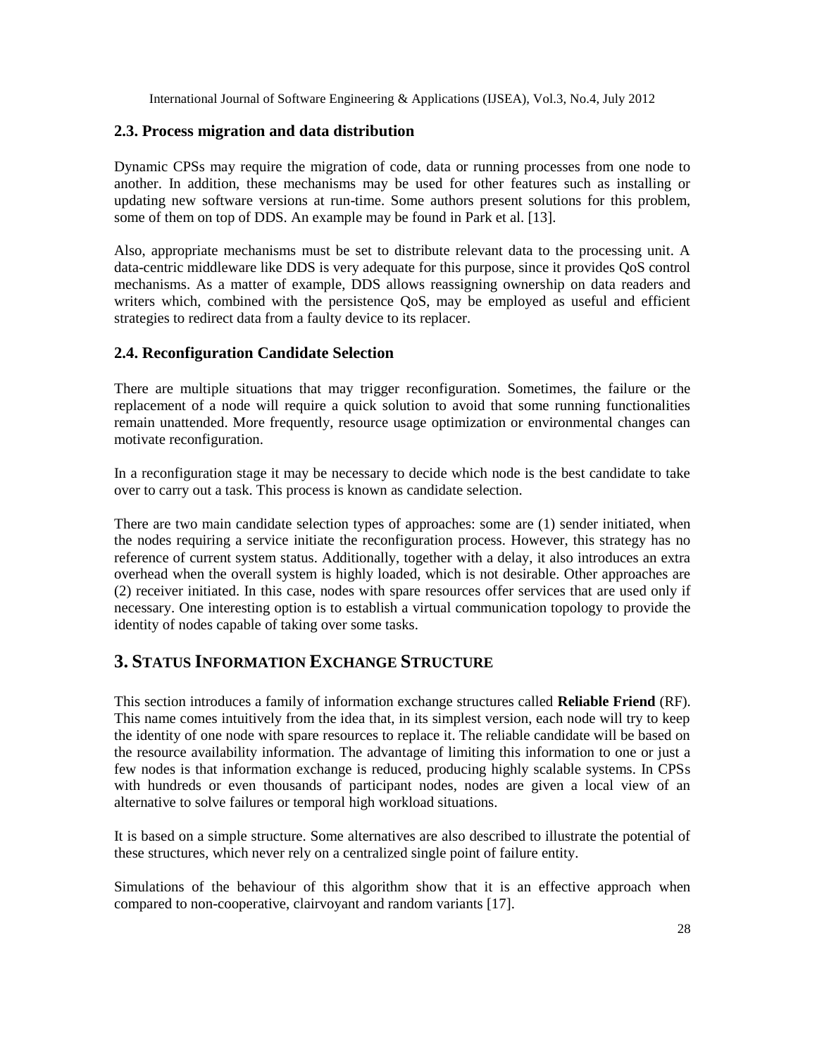## 2.3. Process migration and data distribution

Dynamic CPSs may require the migration of code, data or running processes from one node to another. In addition, these mechanisms may be used for other features such as installing or updating new software versions at run-time. Some authors present solutions for this problem, some of them on top of DDS. An example may be found in Park et al. [13].

Also, appropriate mechanisms must be set to distribute relevant data to the processing unit. A data-centric middleware like DDS is very adequate for this purpose, since it provides QoS control mechanisms. As a matter of example, DDS allows reassigning ownership on data readers and writers which, combined with the persistence QoS, may be employed as useful and efficient strategies to redirect data from a faulty device to its replacer.

## 2.4. Reconfiguration Candidate Selection

There are multiple situations that may trigger reconfiguration. Sometimes, the failure or the replacement of a node will require a quick solution to avoid that some running functionalities remain unattended. More frequently, resource usage optimization or environmental changes can motivate reconfiguration.

In a reconfiguration stage it may be necessary to decide which node is the best candidate to take over to carry out a task. This process is known as candidate selection.

There are two main candidate selection types of approaches: some are (1) sender initiated, when the nodes requiring a service initiate the reconfiguration process. However, this strategy has no reference of current system status. Additionally, together with a delay, it also introduces an extra overhead when the overall system is highly loaded, which is not desirable. Other approaches are (2) receiver initiated. In this case, nodes with spare resources offer services that are used only if necessary. One interesting option is to establish a virtual communication topology to provide the identity of nodes capable of taking over some tasks.

# 3. STATUS INFORMATION EXCHANGE STRUCTURE

This section introduces a family of information exchange structures called **Reliable Friend** (RF). This name comes intuitively from the idea that, in its simplest version, each node will try to keep the identity of one node with spare resources to replace it. The reliable candidate will be based on the resource availability information. The advantage of limiting this information to one or just a few nodes is that information exchange is reduced, producing highly scalable systems. In CPSs with hundreds or even thousands of participant nodes, nodes are given a local view of an alternative to solve failures or temporal high workload situations.

It is based on a simple structure. Some alternatives are also described to illustrate the potential of these structures, which never rely on a centralized single point of failure entity.

Simulations of the behaviour of this algorithm show that it is an effective approach when compared to non-cooperative, clairvoyant and random variants [17].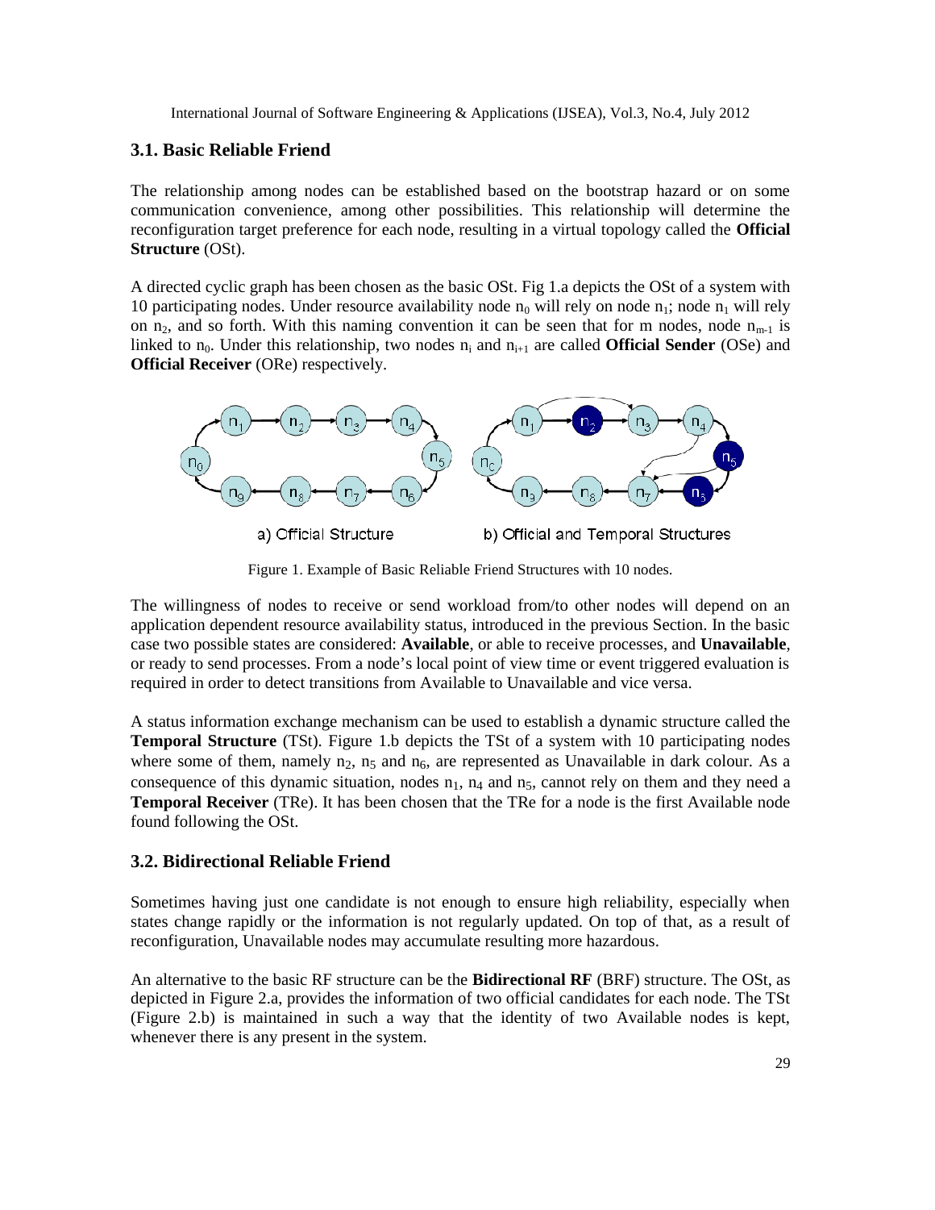### 3.1. Basic Reliable Friend

The relationship among nodes can be established based on the bootstrap hazard or on some communication convenience, among other possibilities. This relationship will determine the reconfiguration target preference for each node, resulting in a virtual topology called the **Official Structure** (OSt).

A directed cyclic graph has been chosen as the basic OSt. Fig 1.a depicts the OSt of a system with 10 participating nodes. Under resource availability node $n_0$ will rely on node $n_1$; node $n_1$ will rely on $n_2$, and so forth. With this naming convention it can be seen that for m nodes, node $n_{m-1}$ is linked to $n_0$. Under this relationship, two nodes $n_i$ and $n_{i+1}$ are called **Official Sender** (OSe) and **Official Receiver** (ORe) respectively.

a) Official Structure    b) Official and Temporal Structures

Figure 1. Example of Basic Reliable Friend Structures with 10 nodes.

The willingness of nodes to receive or send workload from/to other nodes will depend on an application dependent resource availability status, introduced in the previous Section. In the basic case two possible states are considered: **Available**, or able to receive processes, and **Unavailable**, or ready to send processes. From a node's local point of view time or event triggered evaluation is required in order to detect transitions from Available to Unavailable and vice versa.

A status information exchange mechanism can be used to establish a dynamic structure called the **Temporal Structure** (TSt). Figure 1.b depicts the TSt of a system with 10 participating nodes where some of them, namely $n_2$, $n_5$ and $n_6$, are represented as Unavailable in dark colour. As a consequence of this dynamic situation, nodes $n_1$, $n_4$ and $n_5$, cannot rely on them and they need a **Temporal Receiver** (TRe). It has been chosen that the TRe for a node is the first Available node found following the OSt.

### 3.2. Bidirectional Reliable Friend

Sometimes having just one candidate is not enough to ensure high reliability, especially when states change rapidly or the information is not regularly updated. On top of that, as a result of reconfiguration, Unavailable nodes may accumulate resulting more hazardous.

An alternative to the basic RF structure can be the **Bidirectional RF** (BRF) structure. The OSt, as depicted in Figure 2.a, provides the information of two official candidates for each node. The TSt (Figure 2.b) is maintained in such a way that the identity of two Available nodes is kept, whenever there is any present in the system.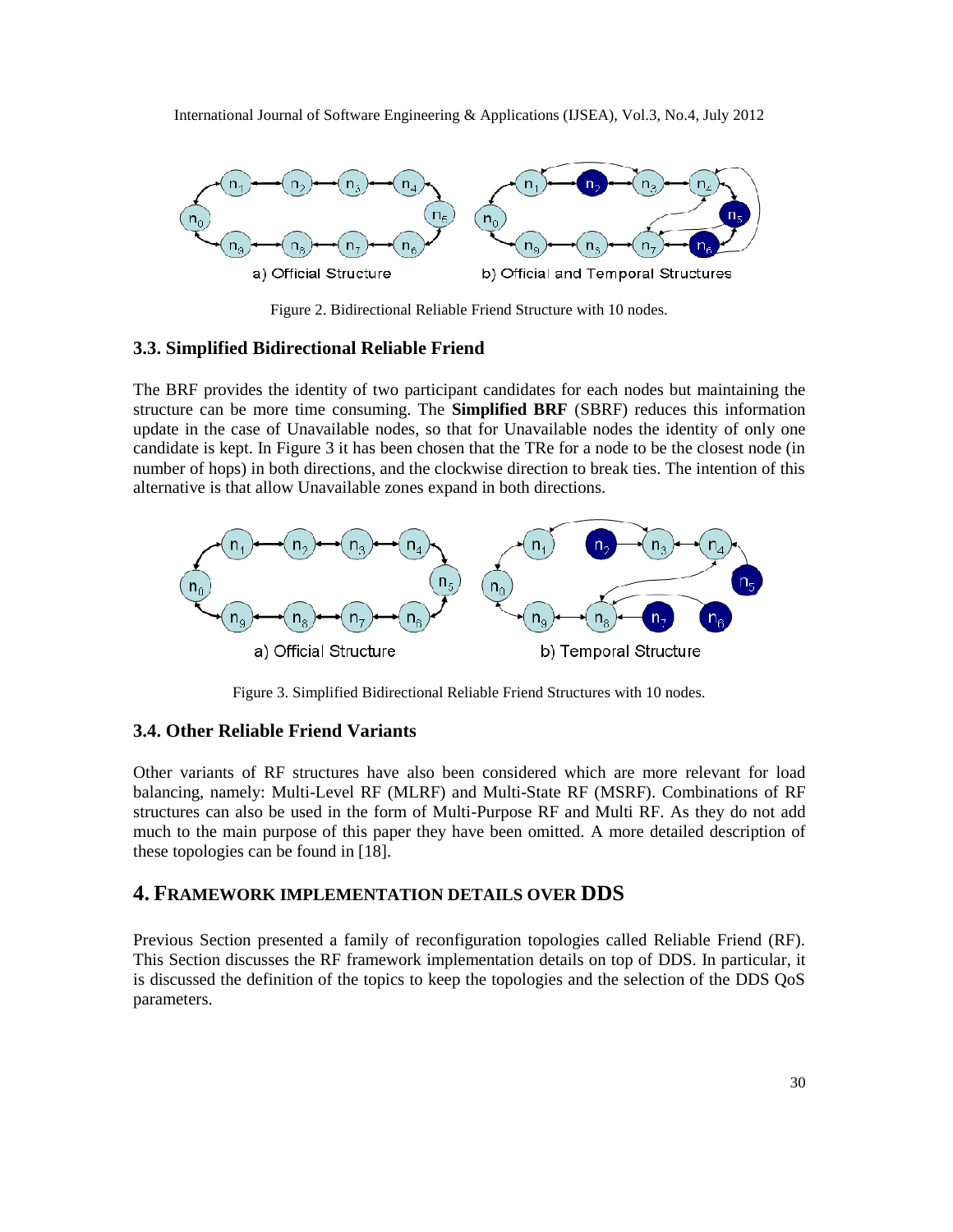Figure 2. Bidirectional Reliable Friend Structure with 10 nodes.

### 3.3. Simplified Bidirectional Reliable Friend

The BRF provides the identity of two participant candidates for each nodes but maintaining the structure can be more time consuming. The **Simplified BRF** (SBRF) reduces this information update in the case of Unavailable nodes, so that for Unavailable nodes the identity of only one candidate is kept. In Figure 3 it has been chosen that the TRe for a node to be the closest node (in number of hops) in both directions, and the clockwise direction to break ties. The intention of this alternative is that allow Unavailable zones expand in both directions.

Figure 3. Simplified Bidirectional Reliable Friend Structures with 10 nodes.

### 3.4. Other Reliable Friend Variants

Other variants of RF structures have also been considered which are more relevant for load balancing, namely: Multi-Level RF (MLRF) and Multi-State RF (MSRF). Combinations of RF structures can also be used in the form of Multi-Purpose RF and Multi RF. As they do not add much to the main purpose of this paper they have been omitted. A more detailed description of these topologies can be found in [18].

## 4. Framework Implementation Details over DDS

Previous Section presented a family of reconfiguration topologies called Reliable Friend (RF). This Section discusses the RF framework implementation details on top of DDS. In particular, it is discussed the definition of the topics to keep the topologies and the selection of the DDS QoS parameters.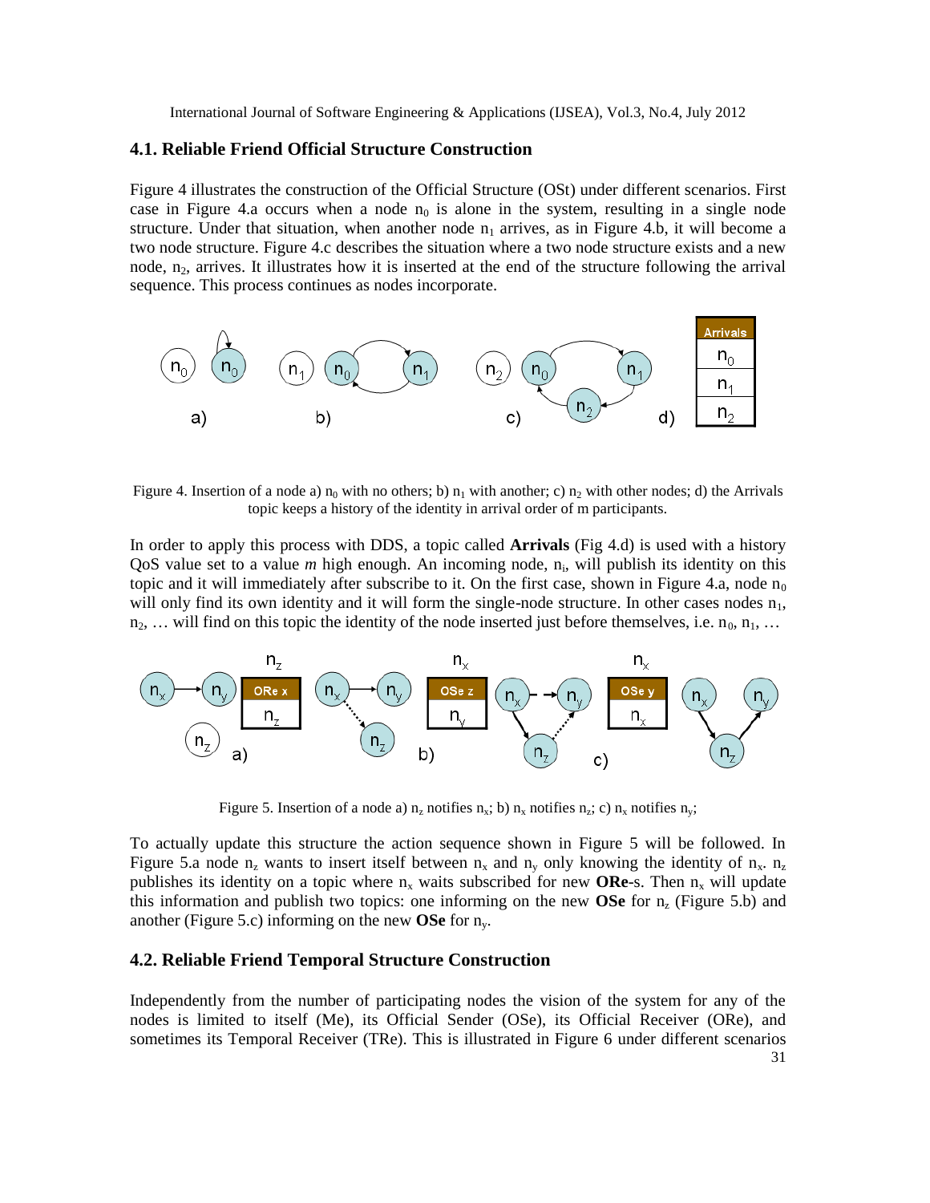### 4.1. Reliable Friend Official Structure Construction

Figure 4 illustrates the construction of the Official Structure (OSt) under different scenarios. First case in Figure 4.a occurs when a node $n_0$ is alone in the system, resulting in a single node structure. Under that situation, when another node $n_1$ arrives, as in Figure 4.b, it will become a two node structure. Figure 4.c describes the situation where a two node structure exists and a new node, $n_2$, arrives. It illustrates how it is inserted at the end of the structure following the arrival sequence. This process continues as nodes incorporate.

Figure 4. Insertion of a node a) $n_0$ with no others; b) $n_1$ with another; c) $n_2$ with other nodes; d) the Arrivals topic keeps a history of the identity in arrival order of m participants.

In order to apply this process with DDS, a topic called **Arrivals** (Fig 4.d) is used with a history QoS value set to a value *m* high enough. An incoming node, $n_i$, will publish its identity on this topic and it will immediately after subscribe to it. On the first case, shown in Figure 4.a, node $n_0$ will only find its own identity and it will form the single-node structure. In other cases nodes $n_1$, $n_2$, … will find on this topic the identity of the node inserted just before themselves, i.e. $n_0$, $n_1$, …

Figure 5. Insertion of a node a) $n_z$ notifies $n_x$; b) $n_x$ notifies $n_z$; c) $n_x$ notifies $n_y$;

To actually update this structure the action sequence shown in Figure 5 will be followed. In Figure 5.a node $n_z$ wants to insert itself between $n_x$ and $n_y$ only knowing the identity of $n_x$. $n_z$ publishes its identity on a topic where $n_x$ waits subscribed for new **ORe**-s. Then $n_x$ will update this information and publish two topics: one informing on the new **OSe** for $n_z$ (Figure 5.b) and another (Figure 5.c) informing on the new **OSe** for $n_y$.

### 4.2. Reliable Friend Temporal Structure Construction

Independently from the number of participating nodes the vision of the system for any of the nodes is limited to itself (Me), its Official Sender (OSe), its Official Receiver (ORe), and sometimes its Temporal Receiver (TRe). This is illustrated in Figure 6 under different scenarios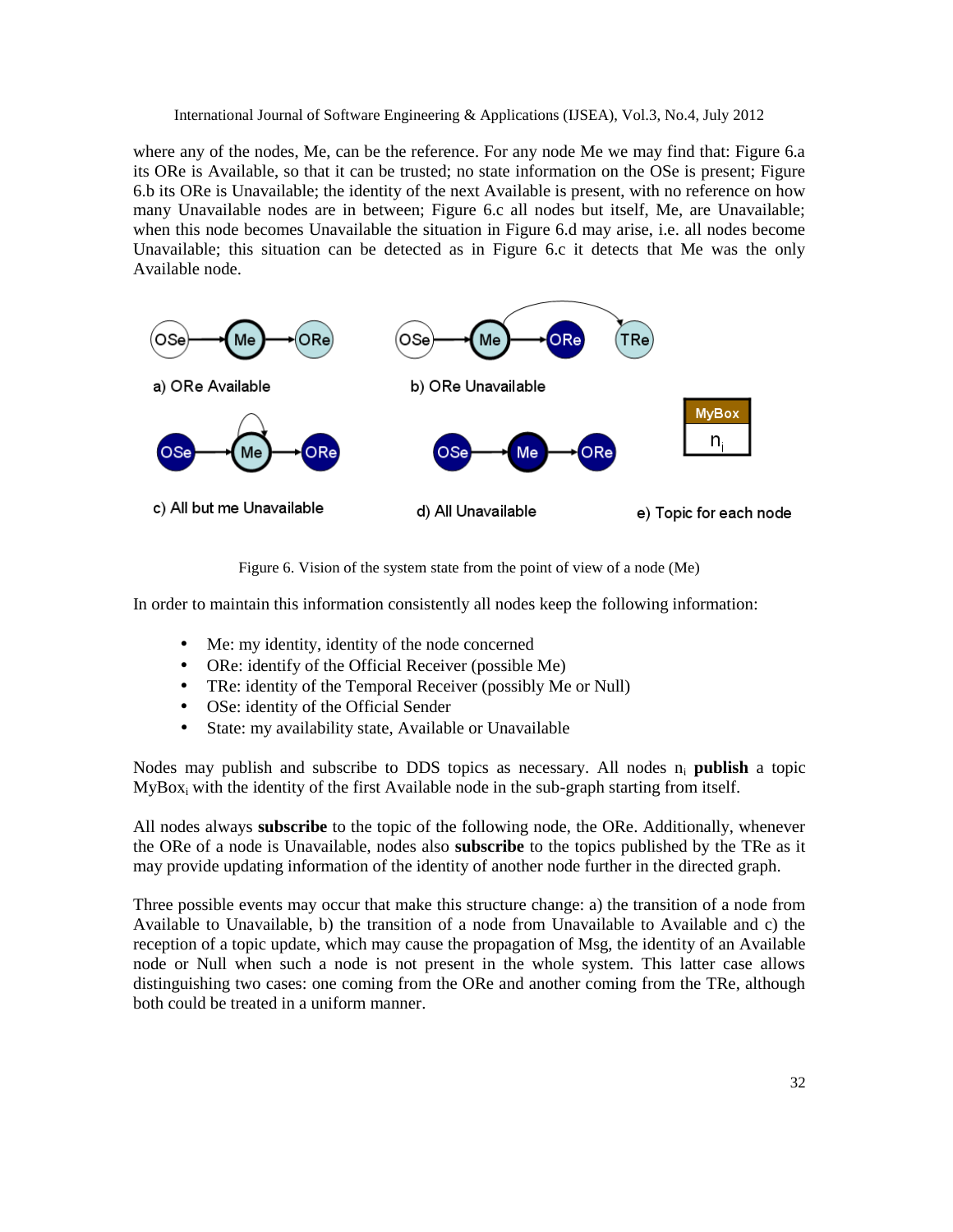where any of the nodes, Me, can be the reference. For any node Me we may find that: Figure 6.a its ORe is Available, so that it can be trusted; no state information on the OSe is present; Figure 6.b its ORe is Unavailable; the identity of the next Available is present, with no reference on how many Unavailable nodes are in between; Figure 6.c all nodes but itself, Me, are Unavailable; when this node becomes Unavailable the situation in Figure 6.d may arise, i.e. all nodes become Unavailable; this situation can be detected as in Figure 6.c it detects that Me was the only Available node.

a) ORe Available

b) ORe Unavailable

c) All but me Unavailable

d) All Unavailable

e) Topic for each node

Figure 6. Vision of the system state from the point of view of a node (Me)

In order to maintain this information consistently all nodes keep the following information:

- Me: my identity, identity of the node concerned
- ORe: identify of the Official Receiver (possible Me)
- TRe: identity of the Temporal Receiver (possibly Me or Null)
- OSe: identity of the Official Sender
- State: my availability state, Available or Unavailable

Nodes may publish and subscribe to DDS topics as necessary. All nodes $n_i$ **publish** a topic $MyBox_i$ with the identity of the first Available node in the sub-graph starting from itself.

All nodes always **subscribe** to the topic of the following node, the ORe. Additionally, whenever the ORe of a node is Unavailable, nodes also **subscribe** to the topics published by the TRe as it may provide updating information of the identity of another node further in the directed graph.

Three possible events may occur that make this structure change: a) the transition of a node from Available to Unavailable, b) the transition of a node from Unavailable to Available and c) the reception of a topic update, which may cause the propagation of Msg, the identity of an Available node or Null when such a node is not present in the whole system. This latter case allows distinguishing two cases: one coming from the ORe and another coming from the TRe, although both could be treated in a uniform manner.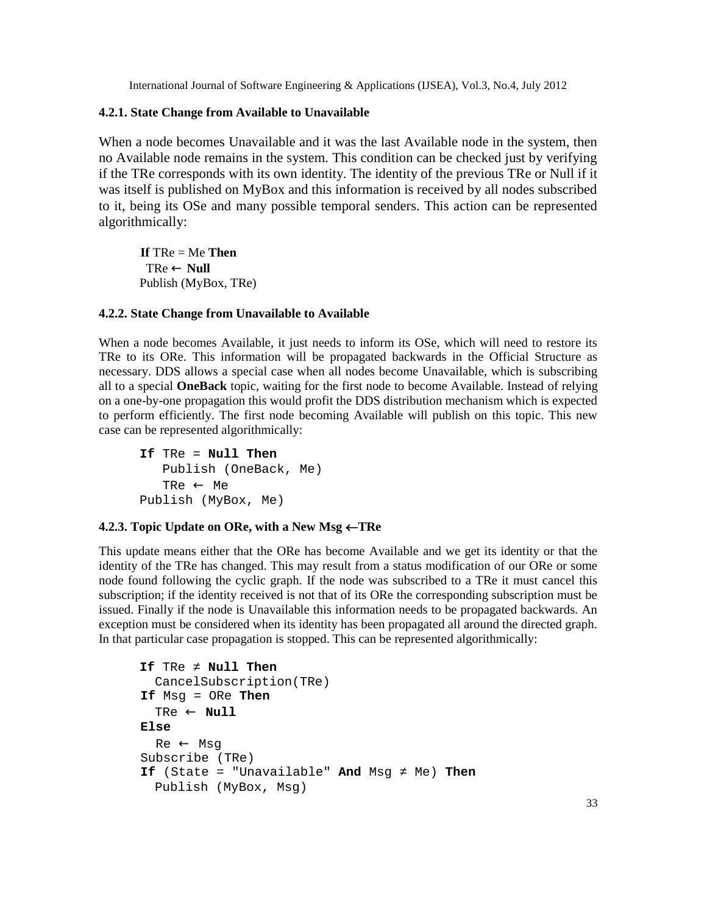#### 4.2.1. State Change from Available to Unavailable

When a node becomes Unavailable and it was the last Available node in the system, then no Available node remains in the system. This condition can be checked just by verifying if the TRe corresponds with its own identity. The identity of the previous TRe or Null if it was itself is published on MyBox and this information is received by all nodes subscribed to it, being its OSe and many possible temporal senders. This action can be represented algorithmically:

```
If TRe = Me Then
  TRe ← Null
Publish (MyBox, TRe)
```

#### 4.2.2. State Change from Unavailable to Available

When a node becomes Available, it just needs to inform its OSe, which will need to restore its TRe to its ORe. This information will be propagated backwards in the Official Structure as necessary. DDS allows a special case when all nodes become Unavailable, which is subscribing all to a special **OneBack** topic, waiting for the first node to become Available. Instead of relying on a one-by-one propagation this would profit the DDS distribution mechanism which is expected to perform efficiently. The first node becoming Available will publish on this topic. This new case can be represented algorithmically:

```
If TRe = Null Then
   Publish (OneBack, Me)
   TRe ← Me
Publish (MyBox, Me)
```

#### 4.2.3. Topic Update on ORe, with a New Msg ←TRe

This update means either that the ORe has become Available and we get its identity or that the identity of the TRe has changed. This may result from a status modification of our ORe or some node found following the cyclic graph. If the node was subscribed to a TRe it must cancel this subscription; if the identity received is not that of its ORe the corresponding subscription must be issued. Finally if the node is Unavailable this information needs to be propagated backwards. An exception must be considered when its identity has been propagated all around the directed graph. In that particular case propagation is stopped. This can be represented algorithmically:

```
If TRe ≠ Null Then
  CancelSubscription(TRe)
If Msg = ORe Then
  TRe ← Null
Else
  Re ← Msg
Subscribe (TRe)
If (State = "Unavailable" And Msg ≠ Me) Then
  Publish (MyBox, Msg)
```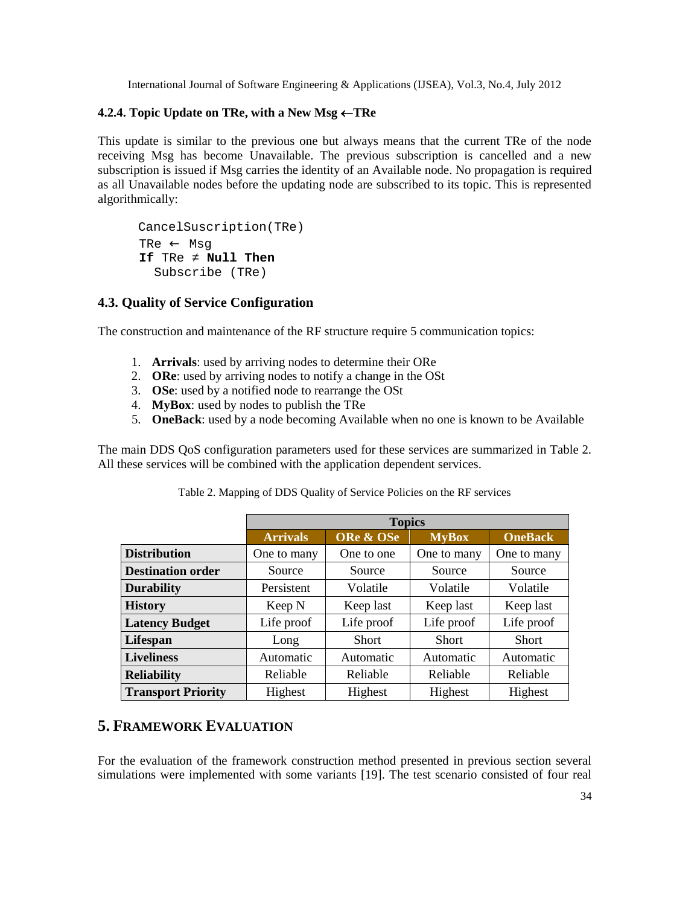#### 4.2.4. Topic Update on TRe, with a New Msg ←TRe

This update is similar to the previous one but always means that the current TRe of the node receiving Msg has become Unavailable. The previous subscription is cancelled and a new subscription is issued if Msg carries the identity of an Available node. No propagation is required as all Unavailable nodes before the updating node are subscribed to its topic. This is represented algorithmically:

```
CancelSuscription(TRe)
TRe ← Msg
If TRe ≠ Null Then
  Subscribe (TRe)
```

### 4.3. Quality of Service Configuration

The construction and maintenance of the RF structure require 5 communication topics:

1. **Arrivals**: used by arriving nodes to determine their ORe
2. **ORe**: used by arriving nodes to notify a change in the OSt
3. **OSe**: used by a notified node to rearrange the OSt
4. **MyBox**: used by nodes to publish the TRe
5. **OneBack**: used by a node becoming Available when no one is known to be Available

The main DDS QoS configuration parameters used for these services are summarized in Table 2. All these services will be combined with the application dependent services.

Table 2. Mapping of DDS Quality of Service Policies on the RF services

| | Topics | | | |
|---|---|---|---|---|
| | **Arrivals** | **ORe & OSe** | **MyBox** | **OneBack** |
| **Distribution** | One to many | One to one | One to many | One to many |
| **Destination order** | Source | Source | Source | Source |
| **Durability** | Persistent | Volatile | Volatile | Volatile |
| **History** | Keep N | Keep last | Keep last | Keep last |
| **Latency Budget** | Life proof | Life proof | Life proof | Life proof |
| **Lifespan** | Long | Short | Short | Short |
| **Liveliness** | Automatic | Automatic | Automatic | Automatic |
| **Reliability** | Reliable | Reliable | Reliable | Reliable |
| **Transport Priority** | Highest | Highest | Highest | Highest |

## 5. Framework Evaluation

For the evaluation of the framework construction method presented in previous section several simulations were implemented with some variants [19]. The test scenario consisted of four real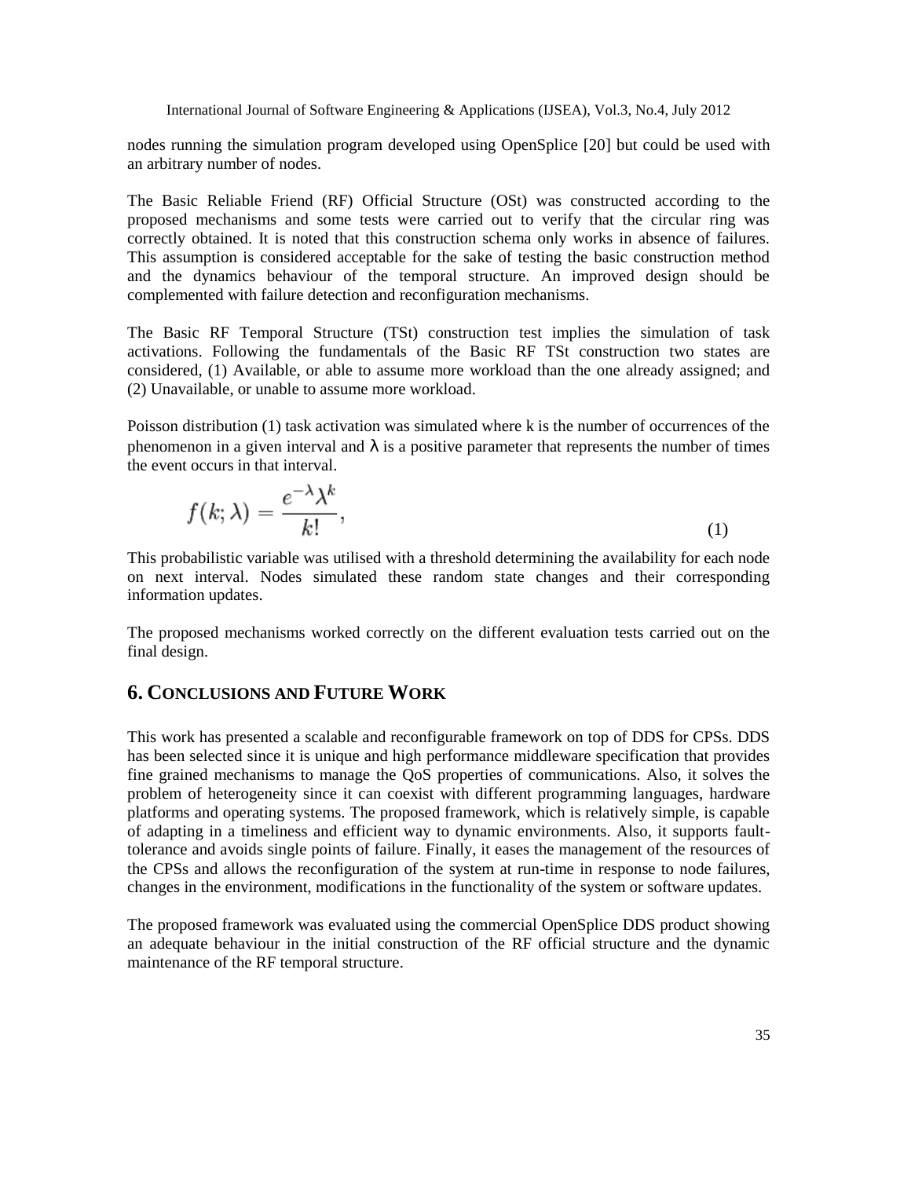nodes running the simulation program developed using OpenSplice [20] but could be used with an arbitrary number of nodes.

The Basic Reliable Friend (RF) Official Structure (OSt) was constructed according to the proposed mechanisms and some tests were carried out to verify that the circular ring was correctly obtained. It is noted that this construction schema only works in absence of failures. This assumption is considered acceptable for the sake of testing the basic construction method and the dynamics behaviour of the temporal structure. An improved design should be complemented with failure detection and reconfiguration mechanisms.

The Basic RF Temporal Structure (TSt) construction test implies the simulation of task activations. Following the fundamentals of the Basic RF TSt construction two states are considered, (1) Available, or able to assume more workload than the one already assigned; and (2) Unavailable, or unable to assume more workload.

Poisson distribution (1) task activation was simulated where k is the number of occurrences of the phenomenon in a given interval and $\lambda$ is a positive parameter that represents the number of times the event occurs in that interval.

$$f(k;\lambda) = \frac{e^{-\lambda}\lambda^{k}}{k!}, \tag{1}$$

This probabilistic variable was utilised with a threshold determining the availability for each node on next interval. Nodes simulated these random state changes and their corresponding information updates.

The proposed mechanisms worked correctly on the different evaluation tests carried out on the final design.

## 6. Conclusions and Future Work

This work has presented a scalable and reconfigurable framework on top of DDS for CPSs. DDS has been selected since it is unique and high performance middleware specification that provides fine grained mechanisms to manage the QoS properties of communications. Also, it solves the problem of heterogeneity since it can coexist with different programming languages, hardware platforms and operating systems. The proposed framework, which is relatively simple, is capable of adapting in a timeliness and efficient way to dynamic environments. Also, it supports fault-tolerance and avoids single points of failure. Finally, it eases the management of the resources of the CPSs and allows the reconfiguration of the system at run-time in response to node failures, changes in the environment, modifications in the functionality of the system or software updates.

The proposed framework was evaluated using the commercial OpenSplice DDS product showing an adequate behaviour in the initial construction of the RF official structure and the dynamic maintenance of the RF temporal structure.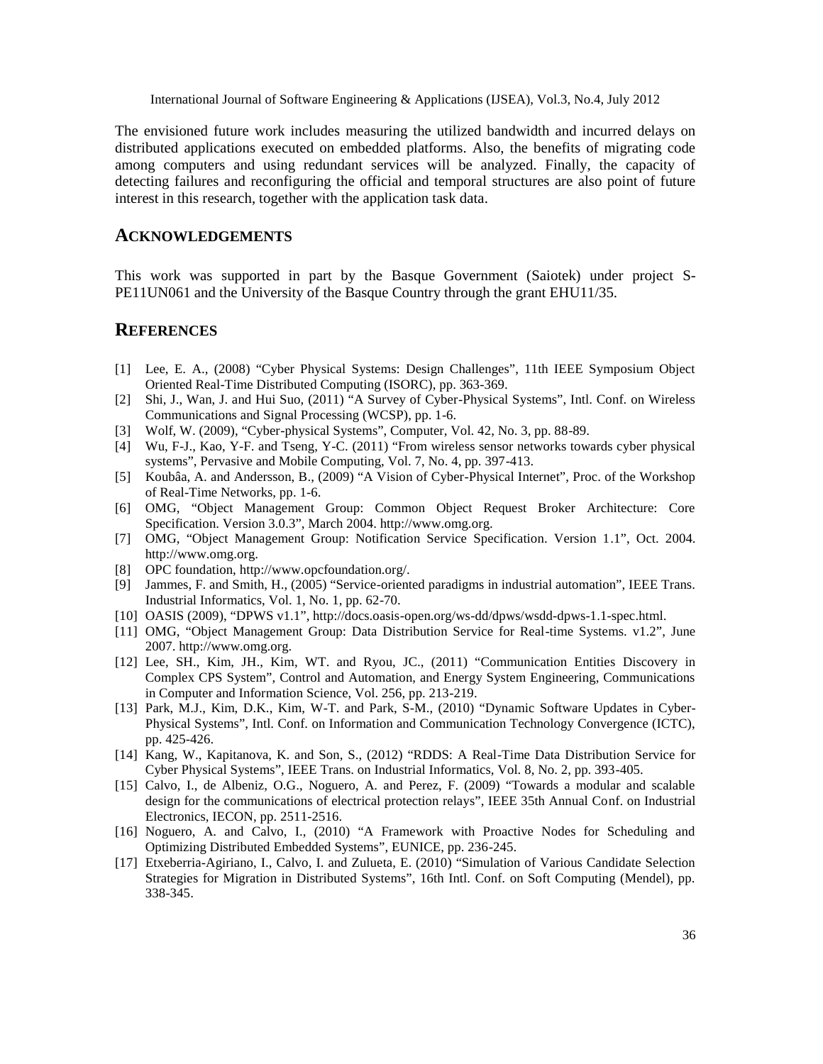The envisioned future work includes measuring the utilized bandwidth and incurred delays on distributed applications executed on embedded platforms. Also, the benefits of migrating code among computers and using redundant services will be analyzed. Finally, the capacity of detecting failures and reconfiguring the official and temporal structures are also point of future interest in this research, together with the application task data.

## ACKNOWLEDGEMENTS

This work was supported in part by the Basque Government (Saiotek) under project S-PE11UN061 and the University of the Basque Country through the grant EHU11/35.

## REFERENCES

[1] Lee, E. A., (2008) "Cyber Physical Systems: Design Challenges", 11th IEEE Symposium Object Oriented Real-Time Distributed Computing (ISORC), pp. 363-369.

[2] Shi, J., Wan, J. and Hui Suo, (2011) "A Survey of Cyber-Physical Systems", Intl. Conf. on Wireless Communications and Signal Processing (WCSP), pp. 1-6.

[3] Wolf, W. (2009), "Cyber-physical Systems", Computer, Vol. 42, No. 3, pp. 88-89.

[4] Wu, F-J., Kao, Y-F. and Tseng, Y-C. (2011) "From wireless sensor networks towards cyber physical systems", Pervasive and Mobile Computing, Vol. 7, No. 4, pp. 397-413.

[5] Koubâa, A. and Andersson, B., (2009) "A Vision of Cyber-Physical Internet", Proc. of the Workshop of Real-Time Networks, pp. 1-6.

[6] OMG, "Object Management Group: Common Object Request Broker Architecture: Core Specification. Version 3.0.3", March 2004. http://www.omg.org.

[7] OMG, "Object Management Group: Notification Service Specification. Version 1.1", Oct. 2004. http://www.omg.org.

[8] OPC foundation, http://www.opcfoundation.org/.

[9] Jammes, F. and Smith, H., (2005) "Service-oriented paradigms in industrial automation", IEEE Trans. Industrial Informatics, Vol. 1, No. 1, pp. 62-70.

[10] OASIS (2009), "DPWS v1.1", http://docs.oasis-open.org/ws-dd/dpws/wsdd-dpws-1.1-spec.html.

[11] OMG, "Object Management Group: Data Distribution Service for Real-time Systems. v1.2", June 2007. http://www.omg.org.

[12] Lee, SH., Kim, JH., Kim, WT. and Ryou, JC., (2011) "Communication Entities Discovery in Complex CPS System", Control and Automation, and Energy System Engineering, Communications in Computer and Information Science, Vol. 256, pp. 213-219.

[13] Park, M.J., Kim, D.K., Kim, W-T. and Park, S-M., (2010) "Dynamic Software Updates in Cyber-Physical Systems", Intl. Conf. on Information and Communication Technology Convergence (ICTC), pp. 425-426.

[14] Kang, W., Kapitanova, K. and Son, S., (2012) "RDDS: A Real-Time Data Distribution Service for Cyber Physical Systems", IEEE Trans. on Industrial Informatics, Vol. 8, No. 2, pp. 393-405.

[15] Calvo, I., de Albeniz, O.G., Noguero, A. and Perez, F. (2009) "Towards a modular and scalable design for the communications of electrical protection relays", IEEE 35th Annual Conf. on Industrial Electronics, IECON, pp. 2511-2516.

[16] Noguero, A. and Calvo, I., (2010) "A Framework with Proactive Nodes for Scheduling and Optimizing Distributed Embedded Systems", EUNICE, pp. 236-245.

[17] Etxeberria-Agiriano, I., Calvo, I. and Zulueta, E. (2010) "Simulation of Various Candidate Selection Strategies for Migration in Distributed Systems", 16th Intl. Conf. on Soft Computing (Mendel), pp. 338-345.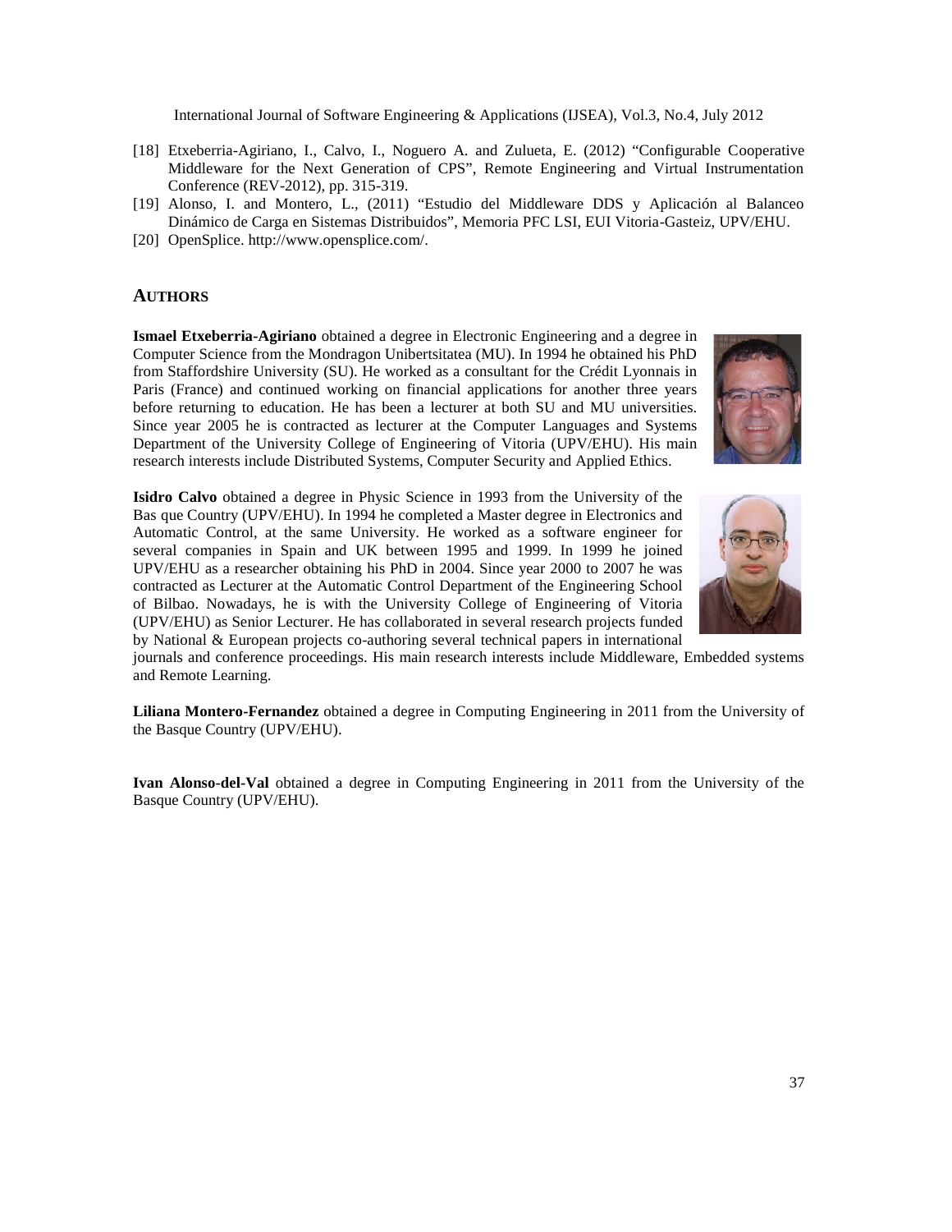[18] Etxeberria-Agiriano, I., Calvo, I., Noguero A. and Zulueta, E. (2012) "Configurable Cooperative Middleware for the Next Generation of CPS", Remote Engineering and Virtual Instrumentation Conference (REV-2012), pp. 315-319.

[19] Alonso, I. and Montero, L., (2011) "Estudio del Middleware DDS y Aplicación al Balanceo Dinámico de Carga en Sistemas Distribuidos", Memoria PFC LSI, EUI Vitoria-Gasteiz, UPV/EHU.

[20] OpenSplice. http://www.opensplice.com/.

## AUTHORS

**Ismael Etxeberria-Agiriano** obtained a degree in Electronic Engineering and a degree in Computer Science from the Mondragon Unibertsitatea (MU). In 1994 he obtained his PhD from Staffordshire University (SU). He worked as a consultant for the Crédit Lyonnais in Paris (France) and continued working on financial applications for another three years before returning to education. He has been a lecturer at both SU and MU universities. Since year 2005 he is contracted as lecturer at the Computer Languages and Systems Department of the University College of Engineering of Vitoria (UPV/EHU). His main research interests include Distributed Systems, Computer Security and Applied Ethics.

**Isidro Calvo** obtained a degree in Physic Science in 1993 from the University of the Bas que Country (UPV/EHU). In 1994 he completed a Master degree in Electronics and Automatic Control, at the same University. He worked as a software engineer for several companies in Spain and UK between 1995 and 1999. In 1999 he joined UPV/EHU as a researcher obtaining his PhD in 2004. Since year 2000 to 2007 he was contracted as Lecturer at the Automatic Control Department of the Engineering School of Bilbao. Nowadays, he is with the University College of Engineering of Vitoria (UPV/EHU) as Senior Lecturer. He has collaborated in several research projects funded by National & European projects co-authoring several technical papers in international journals and conference proceedings. His main research interests include Middleware, Embedded systems and Remote Learning.

**Liliana Montero-Fernandez** obtained a degree in Computing Engineering in 2011 from the University of the Basque Country (UPV/EHU).

**Ivan Alonso-del-Val** obtained a degree in Computing Engineering in 2011 from the University of the Basque Country (UPV/EHU).